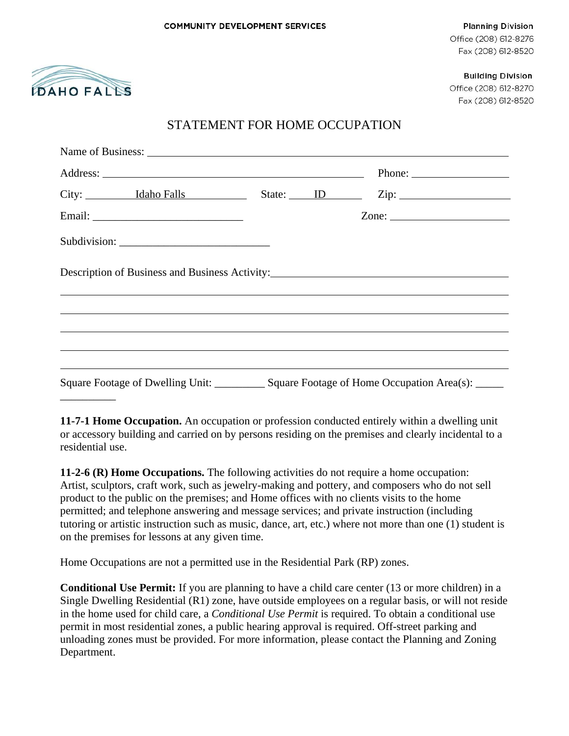COMMUNITY DEVELOPMENT SERVICES

IDAHO FALLS

**Planning Division**
Office (208) 612-8276
Fax (208) 612-8520

**Building Division**
Office (208) 612-8270
Fax (208) 612-8520

# STATEMENT FOR HOME OCCUPATION

Name of Business: ______________________________________________

Address: ______________________________ Phone: ______________

City: Idaho Falls State: ID Zip: ______________

Email: ______________________ Zone: ______________

Subdivision: ______________________

Description of Business and Business Activity: ______________________

______________________________________________

______________________________________________

______________________________________________

______________________________________________

______________________________________________

Square Footage of Dwelling Unit: _________ Square Footage of Home Occupation Area(s): _______________

**11-7-1 Home Occupation.** An occupation or profession conducted entirely within a dwelling unit or accessory building and carried on by persons residing on the premises and clearly incidental to a residential use.

**11-2-6 (R) Home Occupations.** The following activities do not require a home occupation: Artist, sculptors, craft work, such as jewelry-making and pottery, and composers who do not sell product to the public on the premises; and Home offices with no clients visits to the home permitted; and telephone answering and message services; and private instruction (including tutoring or artistic instruction such as music, dance, art, etc.) where not more than one (1) student is on the premises for lessons at any given time.

Home Occupations are not a permitted use in the Residential Park (RP) zones.

**Conditional Use Permit:** If you are planning to have a child care center (13 or more children) in a Single Dwelling Residential (R1) zone, have outside employees on a regular basis, or will not reside in the home used for child care, a *Conditional Use Permit* is required. To obtain a conditional use permit in most residential zones, a public hearing approval is required. Off-street parking and unloading zones must be provided. For more information, please contact the Planning and Zoning Department.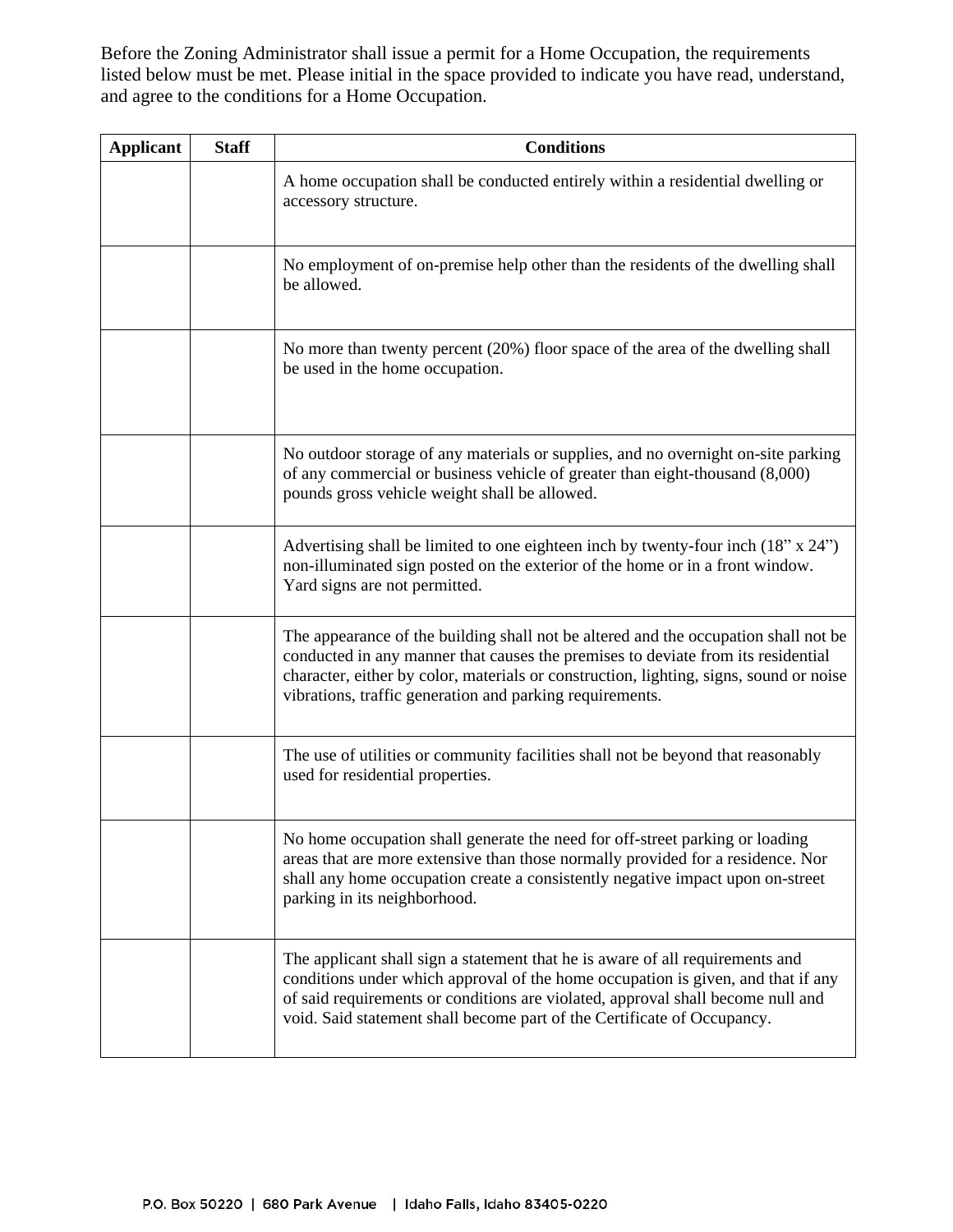Before the Zoning Administrator shall issue a permit for a Home Occupation, the requirements listed below must be met. Please initial in the space provided to indicate you have read, understand, and agree to the conditions for a Home Occupation.

| Applicant | Staff | Conditions |
|---|---|---|
| | | A home occupation shall be conducted entirely within a residential dwelling or accessory structure. |
| | | No employment of on-premise help other than the residents of the dwelling shall be allowed. |
| | | No more than twenty percent (20%) floor space of the area of the dwelling shall be used in the home occupation. |
| | | No outdoor storage of any materials or supplies, and no overnight on-site parking of any commercial or business vehicle of greater than eight-thousand (8,000) pounds gross vehicle weight shall be allowed. |
| | | Advertising shall be limited to one eighteen inch by twenty-four inch (18" x 24") non-illuminated sign posted on the exterior of the home or in a front window. Yard signs are not permitted. |
| | | The appearance of the building shall not be altered and the occupation shall not be conducted in any manner that causes the premises to deviate from its residential character, either by color, materials or construction, lighting, signs, sound or noise vibrations, traffic generation and parking requirements. |
| | | The use of utilities or community facilities shall not be beyond that reasonably used for residential properties. |
| | | No home occupation shall generate the need for off-street parking or loading areas that are more extensive than those normally provided for a residence. Nor shall any home occupation create a consistently negative impact upon on-street parking in its neighborhood. |
| | | The applicant shall sign a statement that he is aware of all requirements and conditions under which approval of the home occupation is given, and that if any of said requirements or conditions are violated, approval shall become null and void. Said statement shall become part of the Certificate of Occupancy. |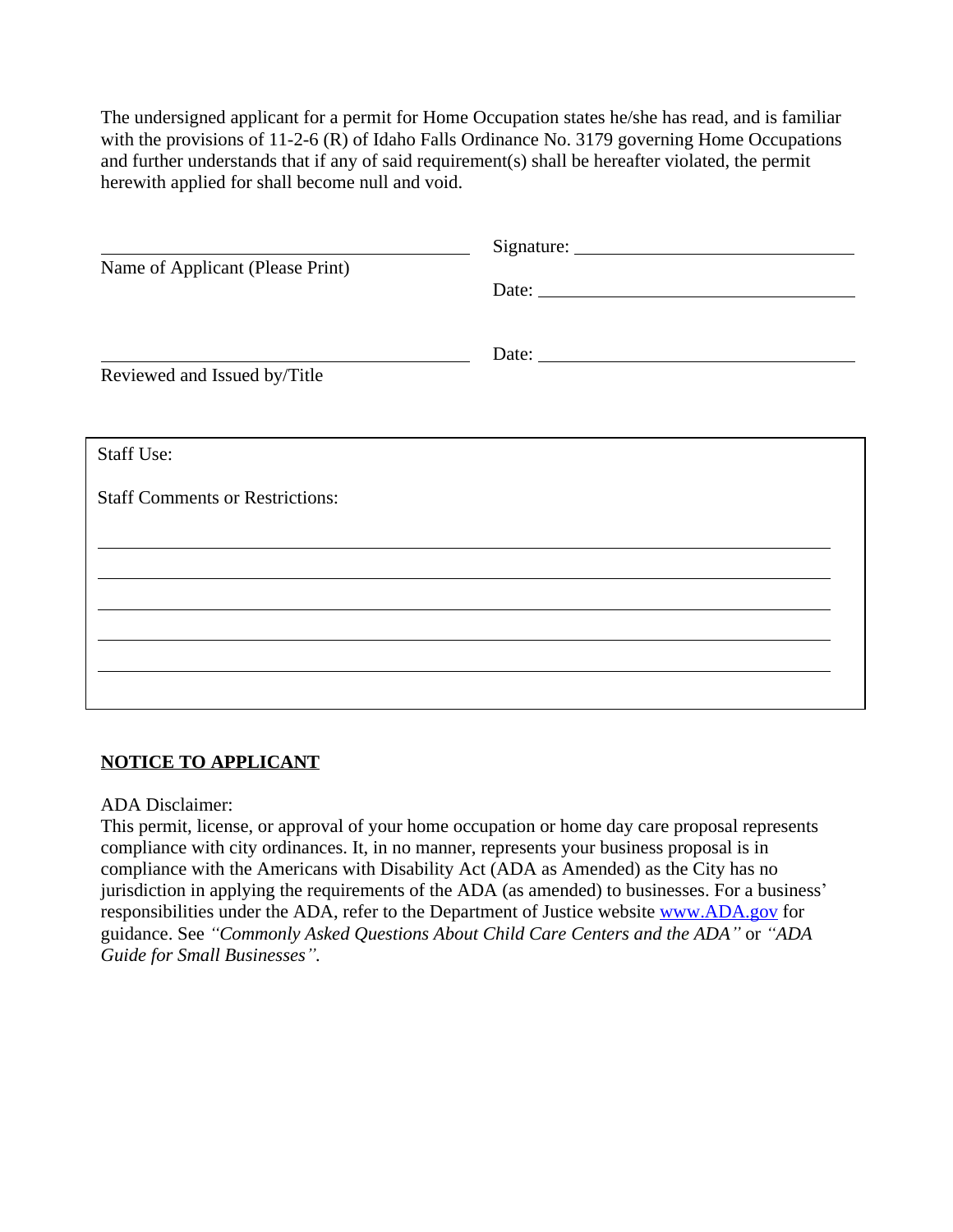The undersigned applicant for a permit for Home Occupation states he/she has read, and is familiar with the provisions of 11-2-6 (R) of Idaho Falls Ordinance No. 3179 governing Home Occupations and further understands that if any of said requirement(s) shall be hereafter violated, the permit herewith applied for shall become null and void.

\_\_\_\_\_\_\_\_\_\_\_\_\_\_\_\_\_\_\_\_\_\_\_\_\_\_\_\_\_\_\_\_\_\_\_\_\_\_
Name of Applicant (Please Print)

Signature: \_\_\_\_\_\_\_\_\_\_\_\_\_\_\_\_\_\_\_\_\_\_\_\_\_\_\_\_\_\_

Date: \_\_\_\_\_\_\_\_\_\_\_\_\_\_\_\_\_\_\_\_\_\_\_\_\_\_\_\_\_\_\_\_\_\_

\_\_\_\_\_\_\_\_\_\_\_\_\_\_\_\_\_\_\_\_\_\_\_\_\_\_\_\_\_\_\_\_\_\_\_\_\_\_
Reviewed and Issued by/Title

Date: \_\_\_\_\_\_\_\_\_\_\_\_\_\_\_\_\_\_\_\_\_\_\_\_\_\_\_\_\_\_\_\_\_\_

Staff Use:

Staff Comments or Restrictions:

\_\_\_\_\_\_\_\_\_\_\_\_\_\_\_\_\_\_\_\_\_\_\_\_\_\_\_\_\_\_\_\_\_\_\_\_\_\_\_\_\_\_\_\_\_\_\_\_\_\_\_\_\_\_\_\_\_\_\_\_\_\_\_\_\_\_\_\_\_\_\_\_\_\_\_\_\_\_

\_\_\_\_\_\_\_\_\_\_\_\_\_\_\_\_\_\_\_\_\_\_\_\_\_\_\_\_\_\_\_\_\_\_\_\_\_\_\_\_\_\_\_\_\_\_\_\_\_\_\_\_\_\_\_\_\_\_\_\_\_\_\_\_\_\_\_\_\_\_\_\_\_\_\_\_\_\_

\_\_\_\_\_\_\_\_\_\_\_\_\_\_\_\_\_\_\_\_\_\_\_\_\_\_\_\_\_\_\_\_\_\_\_\_\_\_\_\_\_\_\_\_\_\_\_\_\_\_\_\_\_\_\_\_\_\_\_\_\_\_\_\_\_\_\_\_\_\_\_\_\_\_\_\_\_\_

\_\_\_\_\_\_\_\_\_\_\_\_\_\_\_\_\_\_\_\_\_\_\_\_\_\_\_\_\_\_\_\_\_\_\_\_\_\_\_\_\_\_\_\_\_\_\_\_\_\_\_\_\_\_\_\_\_\_\_\_\_\_\_\_\_\_\_\_\_\_\_\_\_\_\_\_\_\_

\_\_\_\_\_\_\_\_\_\_\_\_\_\_\_\_\_\_\_\_\_\_\_\_\_\_\_\_\_\_\_\_\_\_\_\_\_\_\_\_\_\_\_\_\_\_\_\_\_\_\_\_\_\_\_\_\_\_\_\_\_\_\_\_\_\_\_\_\_\_\_\_\_\_\_\_\_\_

**NOTICE TO APPLICANT**

ADA Disclaimer:
This permit, license, or approval of your home occupation or home day care proposal represents compliance with city ordinances. It, in no manner, represents your business proposal is in compliance with the Americans with Disability Act (ADA as Amended) as the City has no jurisdiction in applying the requirements of the ADA (as amended) to businesses. For a business' responsibilities under the ADA, refer to the Department of Justice website www.ADA.gov for guidance. See *"Commonly Asked Questions About Child Care Centers and the ADA"* or *"ADA Guide for Small Businesses".*